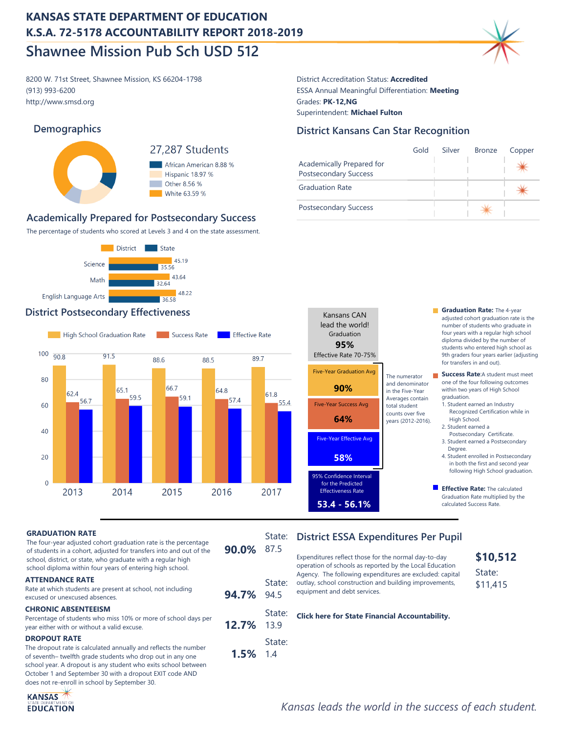# KANSAS STATE DEPARTMENT OF EDUCATION
# K.S.A. 72-5178 ACCOUNTABILITY REPORT 2018-2019

## Shawnee Mission Pub Sch USD 512

8200 W. 71st Street, Shawnee Mission, KS 66204-1798
(913) 993-6200
http://www.smsd.org

District Accreditation Status: **Accredited**
ESSA Annual Meaningful Differentiation: **Meeting**
Grades: **PK-12,NG**
Superintendent: **Michael Fulton**

### Demographics

27,287 Students

- African American 8.88 %
- Hispanic 18.97 %
- Other 8.56 %
- White 63.59 %

### District Kansans Can Star Recognition

| | Gold | Silver | Bronze | Copper |
|---|---|---|---|---|
| Academically Prepared for Postsecondary Success | | | | ✳ |
| Graduation Rate | | | | ✳ |
| Postsecondary Success | | | ✳ | |

### Academically Prepared for Postsecondary Success

The percentage of students who scored at Levels 3 and 4 on the state assessment.

| | District | State |
|---|---|---|
| Science | 45.19 | 35.56 |
| Math | 43.64 | 32.64 |
| English Language Arts | 48.22 | 36.58 |

### District Postsecondary Effectiveness

| Year | High School Graduation Rate | Success Rate | Effective Rate |
|---|---|---|---|
| 2013 | 90.8 | 62.4 | 56.7 |
| 2014 | 91.5 | 65.1 | 59.5 |
| 2015 | 88.6 | 66.7 | 59.1 |
| 2016 | 88.5 | 64.8 | 57.4 |
| 2017 | 89.7 | 61.8 | 55.4 |

Kansans CAN lead the world! Graduation **95%** Effective Rate 70-75%

Five-Year Graduation Avg **90%**

Five-Year Success Avg **64%**

Five-Year Effective Avg **58%**

The numerator and denominator in the Five-Year Averages contain total student counts over five years (2012-2016).

95% Confidence Interval for the Predicted Effectiveness Rate **53.4 - 56.1%**

**Graduation Rate:** The 4-year adjusted cohort graduation rate is the number of students who graduate in four years with a regular high school diploma divided by the number of students who entered high school as 9th graders four years earlier (adjusting for transfers in and out).

**Success Rate:** A student must meet one of the four following outcomes within two years of High School graduation.
1. Student earned an Industry Recognized Certification while in High School.
2. Student earned a Postsecondary Certificate.
3. Student earned a Postsecondary Degree.
4. Student enrolled in Postsecondary in both the first and second year following High School graduation.

**Effective Rate:** The calculated Graduation Rate multiplied by the calculated Success Rate.

**GRADUATION RATE**
The four-year adjusted cohort graduation rate is the percentage of students in a cohort, adjusted for transfers into and out of the school, district, or state, who graduate with a regular high school diploma within four years of entering high school.
**90.0%** State: 87.5

**ATTENDANCE RATE**
Rate at which students are present at school, not including excused or unexcused absences.
**94.7%** State: 94.5

**CHRONIC ABSENTEEISM**
Percentage of students who miss 10% or more of school days per year either with or without a valid excuse.
**12.7%** State: 13.9

**DROPOUT RATE**
The dropout rate is calculated annually and reflects the number of seventh– twelfth grade students who drop out in any one school year. A dropout is any student who exits school between October 1 and September 30 with a dropout EXIT code AND does not re-enroll in school by September 30.
**1.5%** State: 1.4

### District ESSA Expenditures Per Pupil

Expenditures reflect those for the normal day-to-day operation of schools as reported by the Local Education Agency. The following expenditures are excluded: capital outlay, school construction and building improvements, equipment and debt services.

**$10,512**
State: $11,415

**Click here for State Financial Accountability.**

*Kansas leads the world in the success of each student.*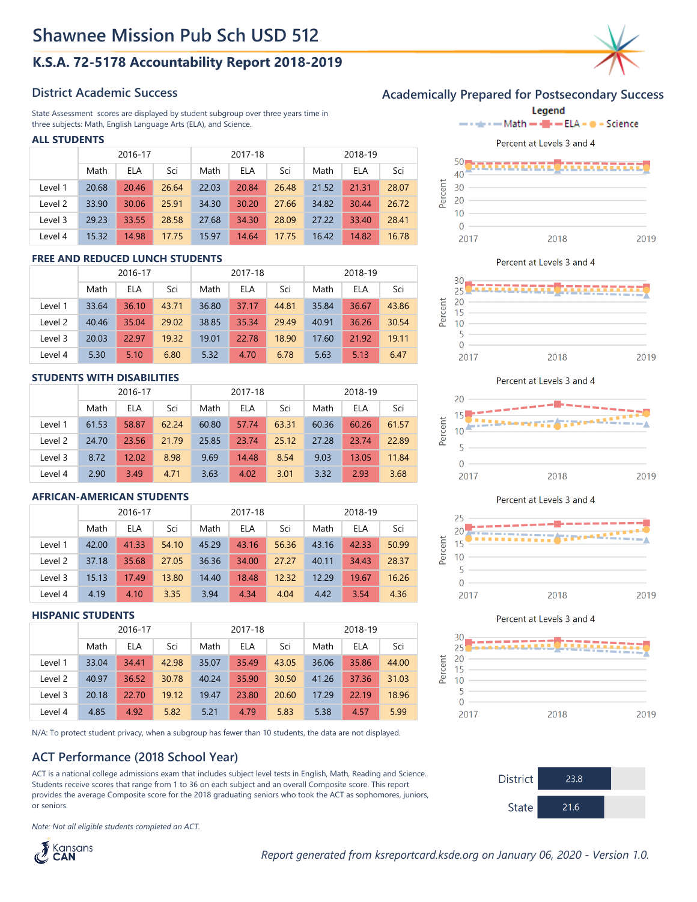# Shawnee Mission Pub Sch USD 512

## K.S.A. 72-5178 Accountability Report 2018-2019

## District Academic Success

State Assessment scores are displayed by student subgroup over three years time in three subjects: Math, English Language Arts (ELA), and Science.

### ALL STUDENTS

| | 2016-17 | | | 2017-18 | | | 2018-19 | | |
|---|---|---|---|---|---|---|---|---|---|
| | Math | ELA | Sci | Math | ELA | Sci | Math | ELA | Sci |
| Level 1 | 20.68 | 20.46 | 26.64 | 22.03 | 20.84 | 26.48 | 21.52 | 21.31 | 28.07 |
| Level 2 | 33.90 | 30.06 | 25.91 | 34.30 | 30.20 | 27.66 | 34.82 | 30.44 | 26.72 |
| Level 3 | 29.23 | 33.55 | 28.58 | 27.68 | 34.30 | 28.09 | 27.22 | 33.40 | 28.41 |
| Level 4 | 15.32 | 14.98 | 17.75 | 15.97 | 14.64 | 17.75 | 16.42 | 14.82 | 16.78 |

### FREE AND REDUCED LUNCH STUDENTS

| | 2016-17 | | | 2017-18 | | | 2018-19 | | |
|---|---|---|---|---|---|---|---|---|---|
| | Math | ELA | Sci | Math | ELA | Sci | Math | ELA | Sci |
| Level 1 | 33.64 | 36.10 | 43.71 | 36.80 | 37.17 | 44.81 | 35.84 | 36.67 | 43.86 |
| Level 2 | 40.46 | 35.04 | 29.02 | 38.85 | 35.34 | 29.49 | 40.91 | 36.26 | 30.54 |
| Level 3 | 20.03 | 22.97 | 19.32 | 19.01 | 22.78 | 18.90 | 17.60 | 21.92 | 19.11 |
| Level 4 | 5.30 | 5.10 | 6.80 | 5.32 | 4.70 | 6.78 | 5.63 | 5.13 | 6.47 |

### STUDENTS WITH DISABILITIES

| | 2016-17 | | | 2017-18 | | | 2018-19 | | |
|---|---|---|---|---|---|---|---|---|---|
| | Math | ELA | Sci | Math | ELA | Sci | Math | ELA | Sci |
| Level 1 | 61.53 | 58.87 | 62.24 | 60.80 | 57.74 | 63.31 | 60.36 | 60.26 | 61.57 |
| Level 2 | 24.70 | 23.56 | 21.79 | 25.85 | 23.74 | 25.12 | 27.28 | 23.74 | 22.89 |
| Level 3 | 8.72 | 12.02 | 8.98 | 9.69 | 14.48 | 8.54 | 9.03 | 13.05 | 11.84 |
| Level 4 | 2.90 | 3.49 | 4.71 | 3.63 | 4.02 | 3.01 | 3.32 | 2.93 | 3.68 |

### AFRICAN-AMERICAN STUDENTS

| | 2016-17 | | | 2017-18 | | | 2018-19 | | |
|---|---|---|---|---|---|---|---|---|---|
| | Math | ELA | Sci | Math | ELA | Sci | Math | ELA | Sci |
| Level 1 | 42.00 | 41.33 | 54.10 | 45.29 | 43.16 | 56.36 | 43.16 | 42.33 | 50.99 |
| Level 2 | 37.18 | 35.68 | 27.05 | 36.36 | 34.00 | 27.27 | 40.11 | 34.43 | 28.37 |
| Level 3 | 15.13 | 17.49 | 13.80 | 14.40 | 18.48 | 12.32 | 12.29 | 19.67 | 16.26 |
| Level 4 | 4.19 | 4.10 | 3.35 | 3.94 | 4.34 | 4.04 | 4.42 | 3.54 | 4.36 |

### HISPANIC STUDENTS

| | 2016-17 | | | 2017-18 | | | 2018-19 | | |
|---|---|---|---|---|---|---|---|---|---|
| | Math | ELA | Sci | Math | ELA | Sci | Math | ELA | Sci |
| Level 1 | 33.04 | 34.41 | 42.98 | 35.07 | 35.49 | 43.05 | 36.06 | 35.86 | 44.00 |
| Level 2 | 40.97 | 36.52 | 30.78 | 40.24 | 35.90 | 30.50 | 41.26 | 37.36 | 31.03 |
| Level 3 | 20.18 | 22.70 | 19.12 | 19.47 | 23.80 | 20.60 | 17.29 | 22.19 | 18.96 |
| Level 4 | 4.85 | 4.92 | 5.82 | 5.21 | 4.79 | 5.83 | 5.38 | 4.57 | 5.99 |

N/A: To protect student privacy, when a subgroup has fewer than 10 students, the data are not displayed.

## Academically Prepared for Postsecondary Success

Legend
Math ELA Science

Percent at Levels 3 and 4
Percent
50 40 30 20 10 0
2017 2018 2019

Percent at Levels 3 and 4
Percent
30 25 20 15 10 5 0
2017 2018 2019

Percent at Levels 3 and 4
Percent
20 15 10 5 0
2017 2018 2019

Percent at Levels 3 and 4
Percent
25 20 15 10 5 0
2017 2018 2019

Percent at Levels 3 and 4
Percent
30 25 20 15 10 5 0
2017 2018 2019

## ACT Performance (2018 School Year)

ACT is a national college admissions exam that includes subject level tests in English, Math, Reading and Science. Students receive scores that range from 1 to 36 on each subject and an overall Composite score. This report provides the average Composite score for the 2018 graduating seniors who took the ACT as sophomores, juniors, or seniors.

District 23.8
State 21.6

*Note: Not all eligible students completed an ACT.*

Kansans CAN

*Report generated from ksreportcard.ksde.org on January 06, 2020 - Version 1.0.*